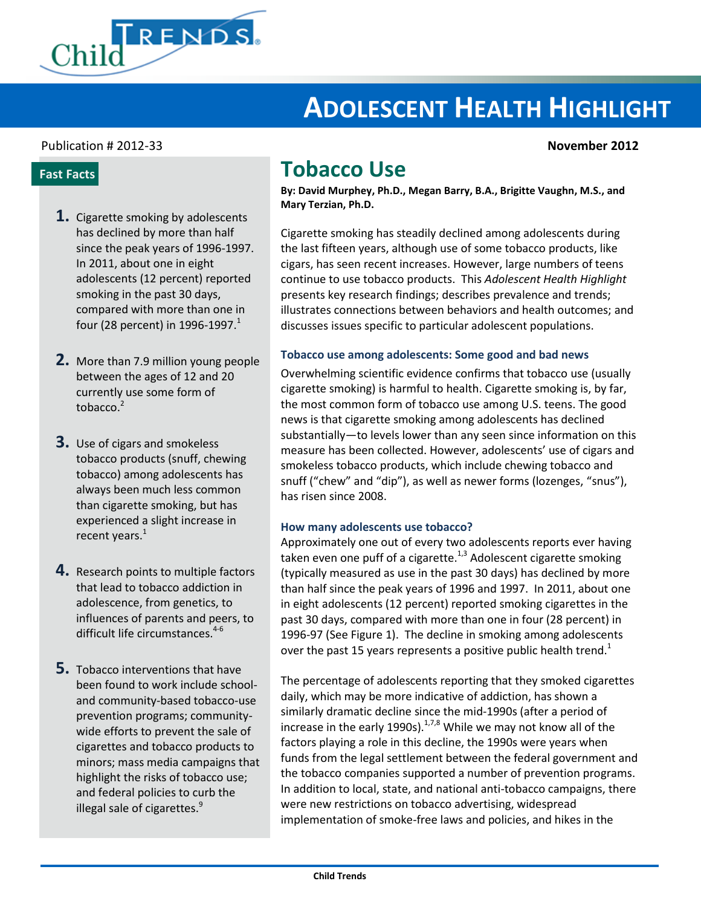# Adolescent Health Highlight

Publication # 2012-33

**November 2012**

## Tobacco Use

**By: David Murphey, Ph.D., Megan Barry, B.A., Brigitte Vaughn, M.S., and Mary Terzian, Ph.D.**

### Fast Facts

1. Cigarette smoking by adolescents has declined by more than half since the peak years of 1996-1997. In 2011, about one in eight adolescents (12 percent) reported smoking in the past 30 days, compared with more than one in four (28 percent) in 1996-1997.[1]
2. More than 7.9 million young people between the ages of 12 and 20 currently use some form of tobacco.[2]
3. Use of cigars and smokeless tobacco products (snuff, chewing tobacco) among adolescents has always been much less common than cigarette smoking, but has experienced a slight increase in recent years.[1]
4. Research points to multiple factors that lead to tobacco addiction in adolescence, from genetics, to influences of parents and peers, to difficult life circumstances.[4-6]
5. Tobacco interventions that have been found to work include school- and community-based tobacco-use prevention programs; community-wide efforts to prevent the sale of cigarettes and tobacco products to minors; mass media campaigns that highlight the risks of tobacco use; and federal policies to curb the illegal sale of cigarettes.[9]

Cigarette smoking has steadily declined among adolescents during the last fifteen years, although use of some tobacco products, like cigars, has seen recent increases. However, large numbers of teens continue to use tobacco products. This *Adolescent Health Highlight* presents key research findings; describes prevalence and trends; illustrates connections between behaviors and health outcomes; and discusses issues specific to particular adolescent populations.

### Tobacco use among adolescents: Some good and bad news

Overwhelming scientific evidence confirms that tobacco use (usually cigarette smoking) is harmful to health. Cigarette smoking is, by far, the most common form of tobacco use among U.S. teens. The good news is that cigarette smoking among adolescents has declined substantially—to levels lower than any seen since information on this measure has been collected. However, adolescents' use of cigars and smokeless tobacco products, which include chewing tobacco and snuff ("chew" and "dip"), as well as newer forms (lozenges, "snus"), has risen since 2008.

### How many adolescents use tobacco?

Approximately one out of every two adolescents reports ever having taken even one puff of a cigarette.[1,3] Adolescent cigarette smoking (typically measured as use in the past 30 days) has declined by more than half since the peak years of 1996 and 1997. In 2011, about one in eight adolescents (12 percent) reported smoking cigarettes in the past 30 days, compared with more than one in four (28 percent) in 1996-97 (See Figure 1). The decline in smoking among adolescents over the past 15 years represents a positive public health trend.[1]

The percentage of adolescents reporting that they smoked cigarettes daily, which may be more indicative of addiction, has shown a similarly dramatic decline since the mid-1990s (after a period of increase in the early 1990s).[1,7,8] While we may not know all of the factors playing a role in this decline, the 1990s were years when funds from the legal settlement between the federal government and the tobacco companies supported a number of prevention programs. In addition to local, state, and national anti-tobacco campaigns, there were new restrictions on tobacco advertising, widespread implementation of smoke-free laws and policies, and hikes in the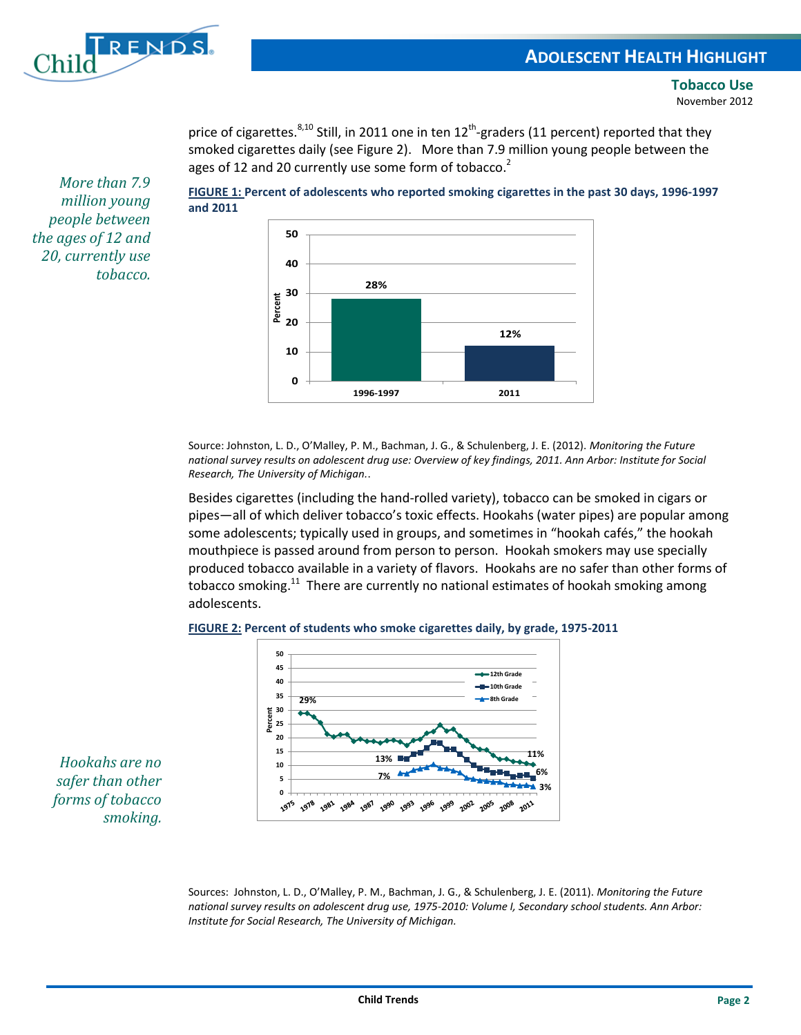price of cigarettes.[8,10] Still, in 2011 one in ten 12th-graders (11 percent) reported that they smoked cigarettes daily (see Figure 2). More than 7.9 million young people between the ages of 12 and 20 currently use some form of tobacco.[2]

*More than 7.9 million young people between the ages of 12 and 20, currently use tobacco.*

**FIGURE 1: Percent of adolescents who reported smoking cigarettes in the past 30 days, 1996-1997 and 2011**

| Period | Percent |
|---|---|
| 1996-1997 | 28% |
| 2011 | 12% |

Source: Johnston, L. D., O'Malley, P. M., Bachman, J. G., & Schulenberg, J. E. (2012). *Monitoring the Future national survey results on adolescent drug use: Overview of key findings, 2011. Ann Arbor: Institute for Social Research, The University of Michigan.*.

Besides cigarettes (including the hand-rolled variety), tobacco can be smoked in cigars or pipes—all of which deliver tobacco's toxic effects. Hookahs (water pipes) are popular among some adolescents; typically used in groups, and sometimes in "hookah cafés," the hookah mouthpiece is passed around from person to person. Hookah smokers may use specially produced tobacco available in a variety of flavors. Hookahs are no safer than other forms of tobacco smoking.[11] There are currently no national estimates of hookah smoking among adolescents.

*Hookahs are no safer than other forms of tobacco smoking.*

**FIGURE 2: Percent of students who smoke cigarettes daily, by grade, 1975-2011**

| Grade | First year shown | Value | 2011 |
|---|---|---|---|
| 12th Grade | 1975 | 29% | 11% |
| 10th Grade | 1991 | 13% | 6% |
| 8th Grade | 1991 | 7% | 3% |

Sources: Johnston, L. D., O'Malley, P. M., Bachman, J. G., & Schulenberg, J. E. (2011). *Monitoring the Future national survey results on adolescent drug use, 1975-2010: Volume I, Secondary school students. Ann Arbor: Institute for Social Research, The University of Michigan.*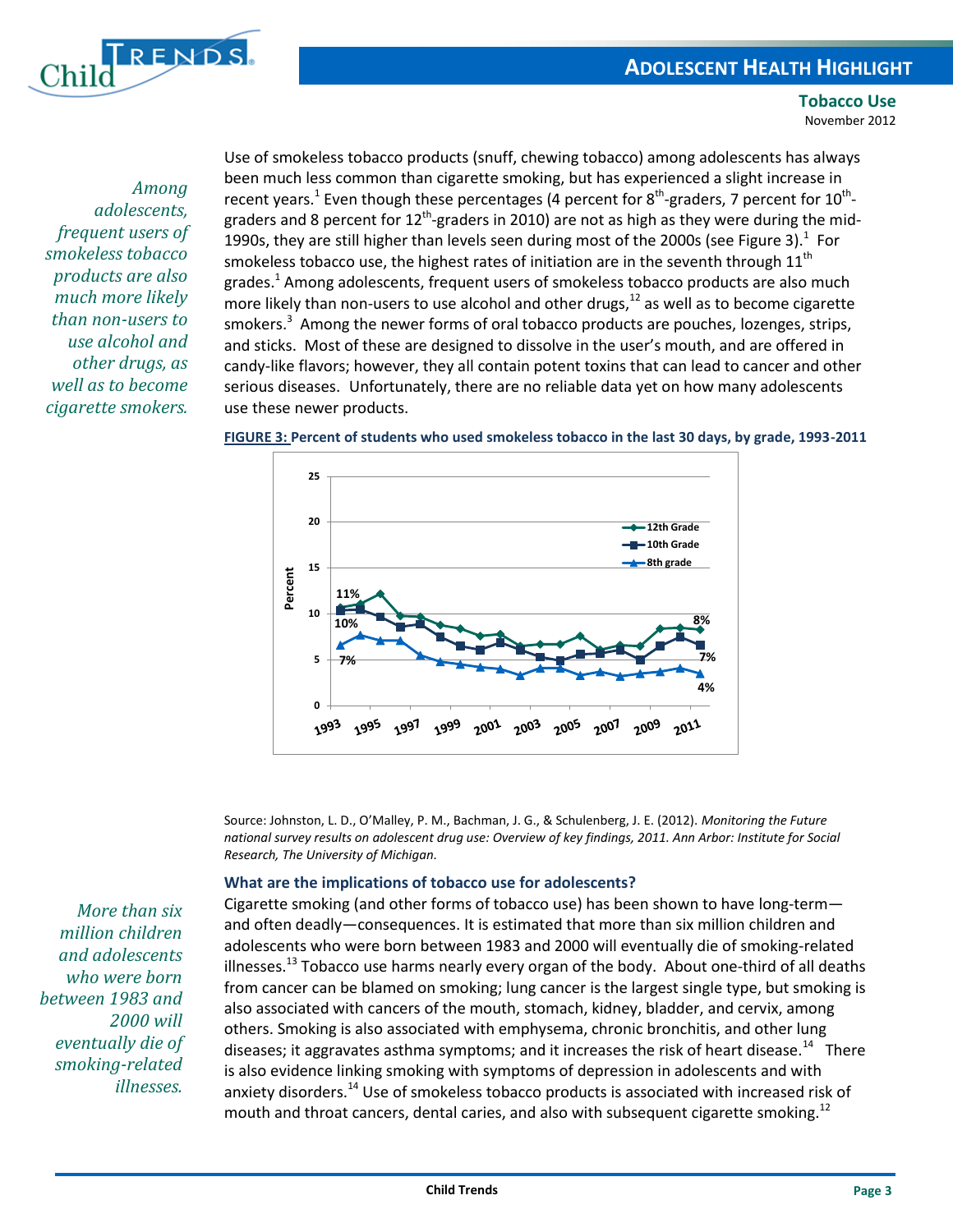*Among adolescents, frequent users of smokeless tobacco products are also much more likely than non-users to use alcohol and other drugs, as well as to become cigarette smokers.*

Use of smokeless tobacco products (snuff, chewing tobacco) among adolescents has always been much less common than cigarette smoking, but has experienced a slight increase in recent years.[1] Even though these percentages (4 percent for 8th-graders, 7 percent for 10th-graders and 8 percent for 12th-graders in 2010) are not as high as they were during the mid-1990s, they are still higher than levels seen during most of the 2000s (see Figure 3).[1] For smokeless tobacco use, the highest rates of initiation are in the seventh through 11th grades.[1] Among adolescents, frequent users of smokeless tobacco products are also much more likely than non-users to use alcohol and other drugs,[12] as well as to become cigarette smokers.[3] Among the newer forms of oral tobacco products are pouches, lozenges, strips, and sticks. Most of these are designed to dissolve in the user's mouth, and are offered in candy-like flavors; however, they all contain potent toxins that can lead to cancer and other serious diseases. Unfortunately, there are no reliable data yet on how many adolescents use these newer products.

**FIGURE 3: Percent of students who used smokeless tobacco in the last 30 days, by grade, 1993-2011**

Source: Johnston, L. D., O'Malley, P. M., Bachman, J. G., & Schulenberg, J. E. (2012). *Monitoring the Future national survey results on adolescent drug use: Overview of key findings, 2011. Ann Arbor: Institute for Social Research, The University of Michigan.*

### What are the implications of tobacco use for adolescents?

*More than six million children and adolescents who were born between 1983 and 2000 will eventually die of smoking-related illnesses.*

Cigarette smoking (and other forms of tobacco use) has been shown to have long-term—and often deadly—consequences. It is estimated that more than six million children and adolescents who were born between 1983 and 2000 will eventually die of smoking-related illnesses.[13] Tobacco use harms nearly every organ of the body. About one-third of all deaths from cancer can be blamed on smoking; lung cancer is the largest single type, but smoking is also associated with cancers of the mouth, stomach, kidney, bladder, and cervix, among others. Smoking is also associated with emphysema, chronic bronchitis, and other lung diseases; it aggravates asthma symptoms; and it increases the risk of heart disease.[14] There is also evidence linking smoking with symptoms of depression in adolescents and with anxiety disorders.[14] Use of smokeless tobacco products is associated with increased risk of mouth and throat cancers, dental caries, and also with subsequent cigarette smoking.[12]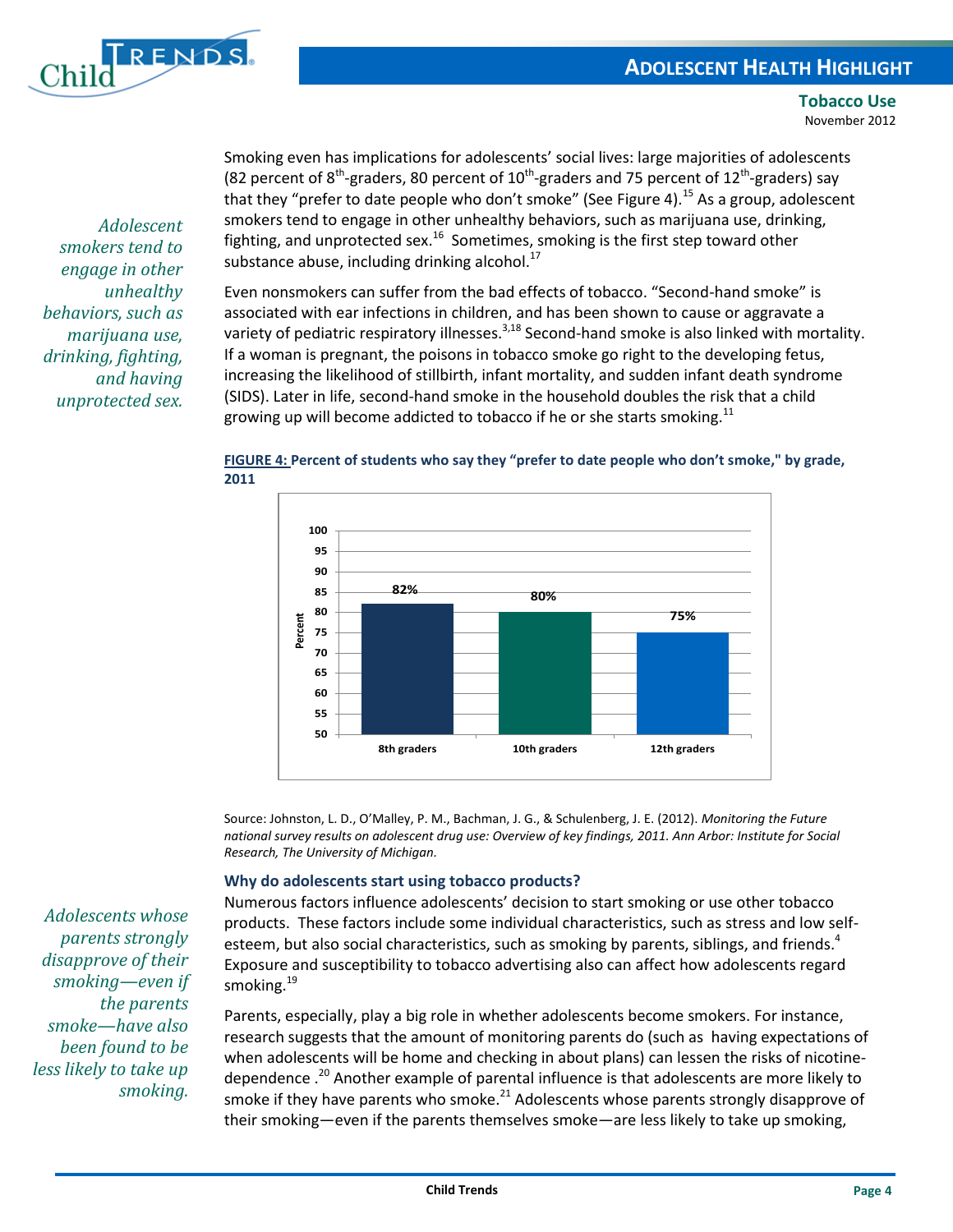Smoking even has implications for adolescents' social lives: large majorities of adolescents (82 percent of 8th-graders, 80 percent of 10th-graders and 75 percent of 12th-graders) say that they "prefer to date people who don't smoke" (See Figure 4).[15] As a group, adolescent smokers tend to engage in other unhealthy behaviors, such as marijuana use, drinking, fighting, and unprotected sex.[16] Sometimes, smoking is the first step toward other substance abuse, including drinking alcohol.[17]

*Adolescent smokers tend to engage in other unhealthy behaviors, such as marijuana use, drinking, fighting, and having unprotected sex.*

Even nonsmokers can suffer from the bad effects of tobacco. "Second-hand smoke" is associated with ear infections in children, and has been shown to cause or aggravate a variety of pediatric respiratory illnesses.[3,18] Second-hand smoke is also linked with mortality. If a woman is pregnant, the poisons in tobacco smoke go right to the developing fetus, increasing the likelihood of stillbirth, infant mortality, and sudden infant death syndrome (SIDS). Later in life, second-hand smoke in the household doubles the risk that a child growing up will become addicted to tobacco if he or she starts smoking.[11]

**FIGURE 4: Percent of students who say they "prefer to date people who don't smoke," by grade, 2011**

| Grade | Percent |
|---|---|
| 8th graders | 82% |
| 10th graders | 80% |
| 12th graders | 75% |

Source: Johnston, L. D., O'Malley, P. M., Bachman, J. G., & Schulenberg, J. E. (2012). *Monitoring the Future national survey results on adolescent drug use: Overview of key findings, 2011. Ann Arbor: Institute for Social Research, The University of Michigan.*

### Why do adolescents start using tobacco products?

Numerous factors influence adolescents' decision to start smoking or use other tobacco products. These factors include some individual characteristics, such as stress and low self-esteem, but also social characteristics, such as smoking by parents, siblings, and friends.[4] Exposure and susceptibility to tobacco advertising also can affect how adolescents regard smoking.[19]

*Adolescents whose parents strongly disapprove of their smoking—even if the parents smoke—have also been found to be less likely to take up smoking.*

Parents, especially, play a big role in whether adolescents become smokers. For instance, research suggests that the amount of monitoring parents do (such as having expectations of when adolescents will be home and checking in about plans) can lessen the risks of nicotine-dependence .[20] Another example of parental influence is that adolescents are more likely to smoke if they have parents who smoke.[21] Adolescents whose parents strongly disapprove of their smoking—even if the parents themselves smoke—are less likely to take up smoking,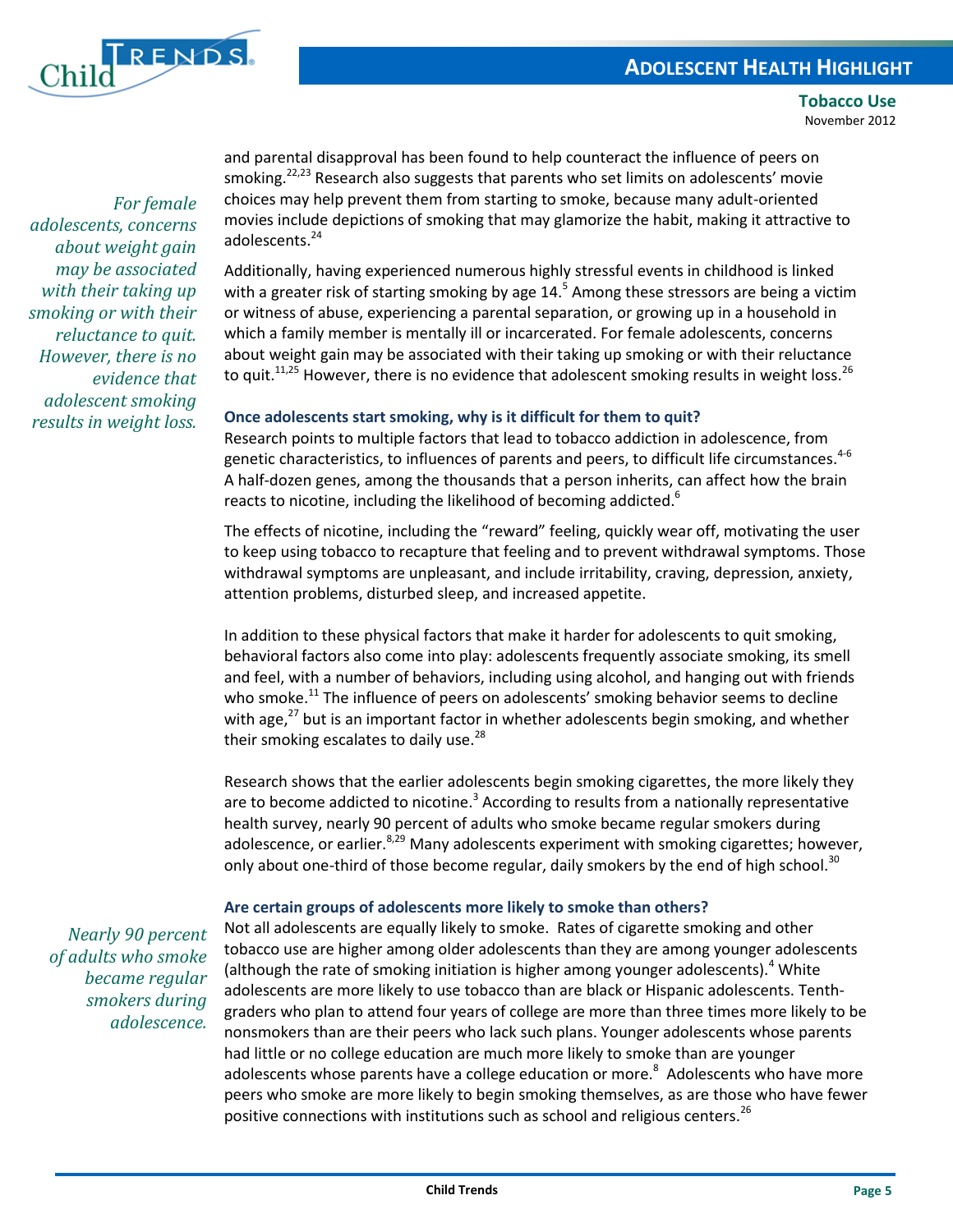and parental disapproval has been found to help counteract the influence of peers on smoking.[22,23] Research also suggests that parents who set limits on adolescents' movie choices may help prevent them from starting to smoke, because many adult-oriented movies include depictions of smoking that may glamorize the habit, making it attractive to adolescents.[24]

*For female adolescents, concerns about weight gain may be associated with their taking up smoking or with their reluctance to quit. However, there is no evidence that adolescent smoking results in weight loss.*

Additionally, having experienced numerous highly stressful events in childhood is linked with a greater risk of starting smoking by age 14.[5] Among these stressors are being a victim or witness of abuse, experiencing a parental separation, or growing up in a household in which a family member is mentally ill or incarcerated. For female adolescents, concerns about weight gain may be associated with their taking up smoking or with their reluctance to quit.[11,25] However, there is no evidence that adolescent smoking results in weight loss.[26]

### Once adolescents start smoking, why is it difficult for them to quit?

Research points to multiple factors that lead to tobacco addiction in adolescence, from genetic characteristics, to influences of parents and peers, to difficult life circumstances.[4-6] A half-dozen genes, among the thousands that a person inherits, can affect how the brain reacts to nicotine, including the likelihood of becoming addicted.[6]

The effects of nicotine, including the "reward" feeling, quickly wear off, motivating the user to keep using tobacco to recapture that feeling and to prevent withdrawal symptoms. Those withdrawal symptoms are unpleasant, and include irritability, craving, depression, anxiety, attention problems, disturbed sleep, and increased appetite.

In addition to these physical factors that make it harder for adolescents to quit smoking, behavioral factors also come into play: adolescents frequently associate smoking, its smell and feel, with a number of behaviors, including using alcohol, and hanging out with friends who smoke.[11] The influence of peers on adolescents' smoking behavior seems to decline with age,[27] but is an important factor in whether adolescents begin smoking, and whether their smoking escalates to daily use.[28]

Research shows that the earlier adolescents begin smoking cigarettes, the more likely they are to become addicted to nicotine.[3] According to results from a nationally representative health survey, nearly 90 percent of adults who smoke became regular smokers during adolescence, or earlier.[8,29] Many adolescents experiment with smoking cigarettes; however, only about one-third of those become regular, daily smokers by the end of high school.[30]

### Are certain groups of adolescents more likely to smoke than others?

*Nearly 90 percent of adults who smoke became regular smokers during adolescence.*

Not all adolescents are equally likely to smoke. Rates of cigarette smoking and other tobacco use are higher among older adolescents than they are among younger adolescents (although the rate of smoking initiation is higher among younger adolescents).[4] White adolescents are more likely to use tobacco than are black or Hispanic adolescents. Tenth-graders who plan to attend four years of college are more than three times more likely to be nonsmokers than are their peers who lack such plans. Younger adolescents whose parents had little or no college education are much more likely to smoke than are younger adolescents whose parents have a college education or more.[8] Adolescents who have more peers who smoke are more likely to begin smoking themselves, as are those who have fewer positive connections with institutions such as school and religious centers.[26]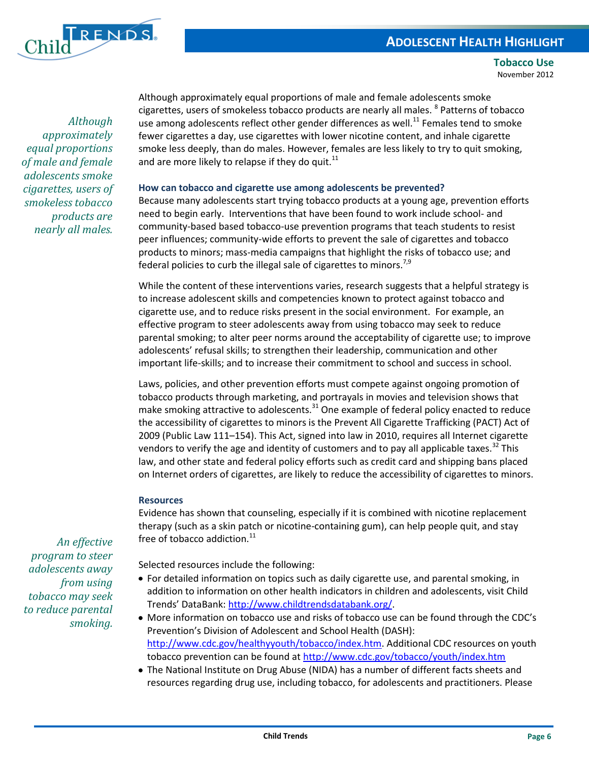*Although approximately equal proportions of male and female adolescents smoke cigarettes, users of smokeless tobacco products are nearly all males.*

Although approximately equal proportions of male and female adolescents smoke cigarettes, users of smokeless tobacco products are nearly all males. [8] Patterns of tobacco use among adolescents reflect other gender differences as well.[11] Females tend to smoke fewer cigarettes a day, use cigarettes with lower nicotine content, and inhale cigarette smoke less deeply, than do males. However, females are less likely to try to quit smoking, and are more likely to relapse if they do quit.[11]

### How can tobacco and cigarette use among adolescents be prevented?

Because many adolescents start trying tobacco products at a young age, prevention efforts need to begin early. Interventions that have been found to work include school- and community-based based tobacco-use prevention programs that teach students to resist peer influences; community-wide efforts to prevent the sale of cigarettes and tobacco products to minors; mass-media campaigns that highlight the risks of tobacco use; and federal policies to curb the illegal sale of cigarettes to minors.[7,9]

While the content of these interventions varies, research suggests that a helpful strategy is to increase adolescent skills and competencies known to protect against tobacco and cigarette use, and to reduce risks present in the social environment. For example, an effective program to steer adolescents away from using tobacco may seek to reduce parental smoking; to alter peer norms around the acceptability of cigarette use; to improve adolescents' refusal skills; to strengthen their leadership, communication and other important life-skills; and to increase their commitment to school and success in school.

Laws, policies, and other prevention efforts must compete against ongoing promotion of tobacco products through marketing, and portrayals in movies and television shows that make smoking attractive to adolescents.[31] One example of federal policy enacted to reduce the accessibility of cigarettes to minors is the Prevent All Cigarette Trafficking (PACT) Act of 2009 (Public Law 111–154). This Act, signed into law in 2010, requires all Internet cigarette vendors to verify the age and identity of customers and to pay all applicable taxes.[32] This law, and other state and federal policy efforts such as credit card and shipping bans placed on Internet orders of cigarettes, are likely to reduce the accessibility of cigarettes to minors.

### Resources

Evidence has shown that counseling, especially if it is combined with nicotine replacement therapy (such as a skin patch or nicotine-containing gum), can help people quit, and stay free of tobacco addiction.[11]

*An effective program to steer adolescents away from using tobacco may seek to reduce parental smoking.*

Selected resources include the following:

- For detailed information on topics such as daily cigarette use, and parental smoking, in addition to information on other health indicators in children and adolescents, visit Child Trends' DataBank: http://www.childtrendsdatabank.org/.
- More information on tobacco use and risks of tobacco use can be found through the CDC's Prevention's Division of Adolescent and School Health (DASH): http://www.cdc.gov/healthyyouth/tobacco/index.htm. Additional CDC resources on youth tobacco prevention can be found at http://www.cdc.gov/tobacco/youth/index.htm
- The National Institute on Drug Abuse (NIDA) has a number of different facts sheets and resources regarding drug use, including tobacco, for adolescents and practitioners. Please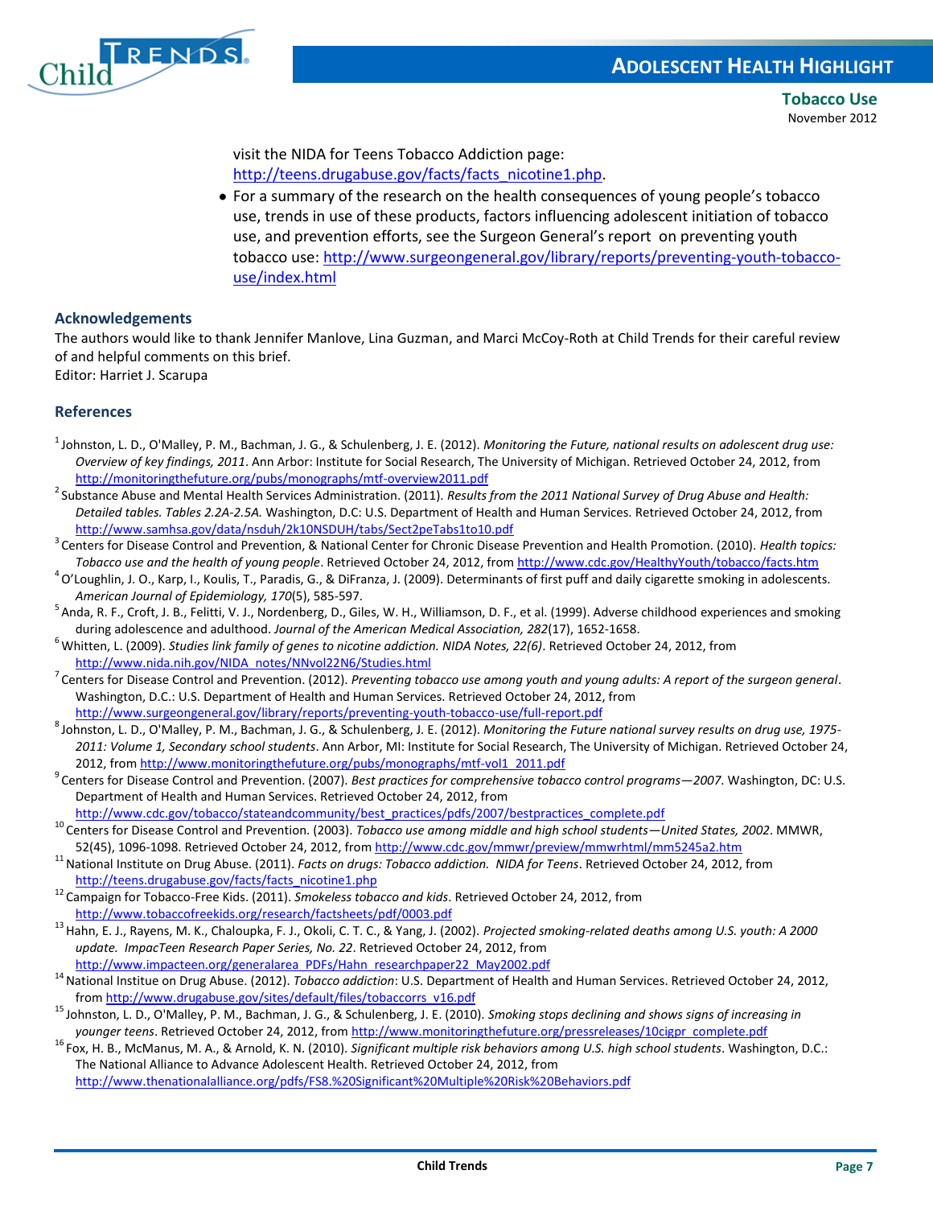visit the NIDA for Teens Tobacco Addiction page: http://teens.drugabuse.gov/facts/facts_nicotine1.php.

- For a summary of the research on the health consequences of young people's tobacco use, trends in use of these products, factors influencing adolescent initiation of tobacco use, and prevention efforts, see the Surgeon General's report on preventing youth tobacco use: http://www.surgeongeneral.gov/library/reports/preventing-youth-tobacco-use/index.html

### Acknowledgements

The authors would like to thank Jennifer Manlove, Lina Guzman, and Marci McCoy-Roth at Child Trends for their careful review of and helpful comments on this brief.
Editor: Harriet J. Scarupa

### References

[1] Johnston, L. D., O'Malley, P. M., Bachman, J. G., & Schulenberg, J. E. (2012). *Monitoring the Future, national results on adolescent drug use: Overview of key findings, 2011*. Ann Arbor: Institute for Social Research, The University of Michigan. Retrieved October 24, 2012, from http://monitoringthefuture.org/pubs/monographs/mtf-overview2011.pdf

[2] Substance Abuse and Mental Health Services Administration. (2011). *Results from the 2011 National Survey of Drug Abuse and Health: Detailed tables. Tables 2.2A-2.5A.* Washington, D.C: U.S. Department of Health and Human Services. Retrieved October 24, 2012, from http://www.samhsa.gov/data/nsduh/2k10NSDUH/tabs/Sect2peTabs1to10.pdf

[3] Centers for Disease Control and Prevention, & National Center for Chronic Disease Prevention and Health Promotion. (2010). *Health topics: Tobacco use and the health of young people*. Retrieved October 24, 2012, from http://www.cdc.gov/HealthyYouth/tobacco/facts.htm

[4] O'Loughlin, J. O., Karp, I., Koulis, T., Paradis, G., & DiFranza, J. (2009). Determinants of first puff and daily cigarette smoking in adolescents. *American Journal of Epidemiology, 170*(5), 585-597.

[5] Anda, R. F., Croft, J. B., Felitti, V. J., Nordenberg, D., Giles, W. H., Williamson, D. F., et al. (1999). Adverse childhood experiences and smoking during adolescence and adulthood. *Journal of the American Medical Association, 282*(17), 1652-1658.

[6] Whitten, L. (2009). *Studies link family of genes to nicotine addiction. NIDA Notes, 22(6)*. Retrieved October 24, 2012, from http://www.nida.nih.gov/NIDA_notes/NNvol22N6/Studies.html

[7] Centers for Disease Control and Prevention. (2012). *Preventing tobacco use among youth and young adults: A report of the surgeon general*. Washington, D.C.: U.S. Department of Health and Human Services. Retrieved October 24, 2012, from http://www.surgeongeneral.gov/library/reports/preventing-youth-tobacco-use/full-report.pdf

[8] Johnston, L. D., O'Malley, P. M., Bachman, J. G., & Schulenberg, J. E. (2012). *Monitoring the Future national survey results on drug use, 1975-2011: Volume 1, Secondary school students*. Ann Arbor, MI: Institute for Social Research, The University of Michigan. Retrieved October 24, 2012, from http://www.monitoringthefuture.org/pubs/monographs/mtf-vol1_2011.pdf

[9] Centers for Disease Control and Prevention. (2007). *Best practices for comprehensive tobacco control programs—2007*. Washington, DC: U.S. Department of Health and Human Services. Retrieved October 24, 2012, from http://www.cdc.gov/tobacco/stateandcommunity/best_practices/pdfs/2007/bestpractices_complete.pdf

[10] Centers for Disease Control and Prevention. (2003). *Tobacco use among middle and high school students—United States, 2002*. MMWR, 52(45), 1096-1098. Retrieved October 24, 2012, from http://www.cdc.gov/mmwr/preview/mmwrhtml/mm5245a2.htm

[11] National Institute on Drug Abuse. (2011). *Facts on drugs: Tobacco addiction. NIDA for Teens*. Retrieved October 24, 2012, from http://teens.drugabuse.gov/facts/facts_nicotine1.php

[12] Campaign for Tobacco-Free Kids. (2011). *Smokeless tobacco and kids*. Retrieved October 24, 2012, from http://www.tobaccofreekids.org/research/factsheets/pdf/0003.pdf

[13] Hahn, E. J., Rayens, M. K., Chaloupka, F. J., Okoli, C. T. C., & Yang, J. (2002). *Projected smoking-related deaths among U.S. youth: A 2000 update. ImpacTeen Research Paper Series, No. 22*. Retrieved October 24, 2012, from http://www.impacteen.org/generalarea_PDFs/Hahn_researchpaper22_May2002.pdf

[14] National Institue on Drug Abuse. (2012). *Tobacco addiction*: U.S. Department of Health and Human Services. Retrieved October 24, 2012, from http://www.drugabuse.gov/sites/default/files/tobaccorrs_v16.pdf

[15] Johnston, L. D., O'Malley, P. M., Bachman, J. G., & Schulenberg, J. E. (2010). *Smoking stops declining and shows signs of increasing in younger teens*. Retrieved October 24, 2012, from http://www.monitoringthefuture.org/pressreleases/10cigpr_complete.pdf

[16] Fox, H. B., McManus, M. A., & Arnold, K. N. (2010). *Significant multiple risk behaviors among U.S. high school students*. Washington, D.C.: The National Alliance to Advance Adolescent Health. Retrieved October 24, 2012, from http://www.thenationalalliance.org/pdfs/FS8.%20Significant%20Multiple%20Risk%20Behaviors.pdf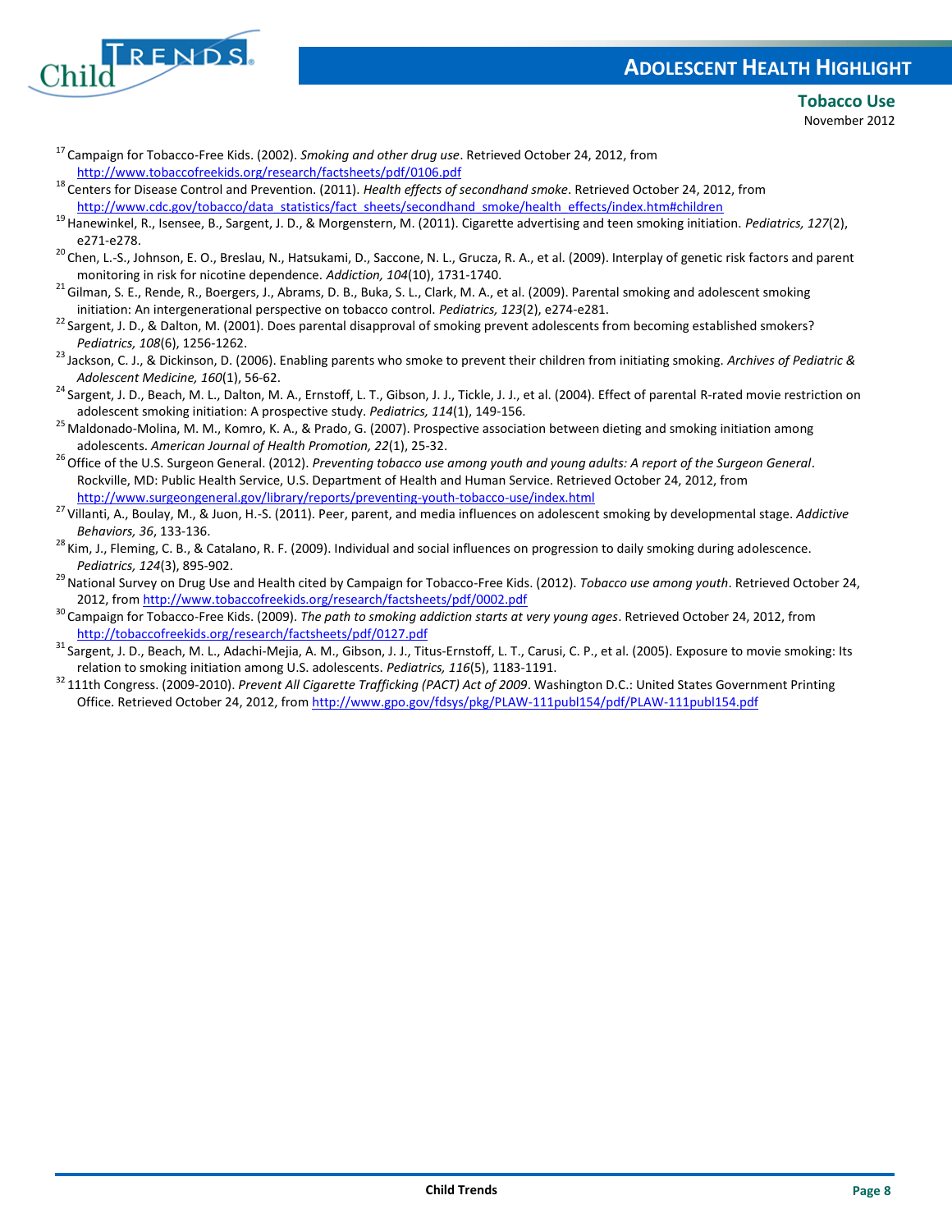[17] Campaign for Tobacco-Free Kids. (2002). *Smoking and other drug use*. Retrieved October 24, 2012, from http://www.tobaccofreekids.org/research/factsheets/pdf/0106.pdf

[18] Centers for Disease Control and Prevention. (2011). *Health effects of secondhand smoke*. Retrieved October 24, 2012, from http://www.cdc.gov/tobacco/data_statistics/fact_sheets/secondhand_smoke/health_effects/index.htm#children

[19] Hanewinkel, R., Isensee, B., Sargent, J. D., & Morgenstern, M. (2011). Cigarette advertising and teen smoking initiation. *Pediatrics, 127*(2), e271-e278.

[20] Chen, L.-S., Johnson, E. O., Breslau, N., Hatsukami, D., Saccone, N. L., Grucza, R. A., et al. (2009). Interplay of genetic risk factors and parent monitoring in risk for nicotine dependence. *Addiction, 104*(10), 1731-1740.

[21] Gilman, S. E., Rende, R., Boergers, J., Abrams, D. B., Buka, S. L., Clark, M. A., et al. (2009). Parental smoking and adolescent smoking initiation: An intergenerational perspective on tobacco control. *Pediatrics, 123*(2), e274-e281.

[22] Sargent, J. D., & Dalton, M. (2001). Does parental disapproval of smoking prevent adolescents from becoming established smokers? *Pediatrics, 108*(6), 1256-1262.

[23] Jackson, C. J., & Dickinson, D. (2006). Enabling parents who smoke to prevent their children from initiating smoking. *Archives of Pediatric & Adolescent Medicine, 160*(1), 56-62.

[24] Sargent, J. D., Beach, M. L., Dalton, M. A., Ernstoff, L. T., Gibson, J. J., Tickle, J. J., et al. (2004). Effect of parental R-rated movie restriction on adolescent smoking initiation: A prospective study. *Pediatrics, 114*(1), 149-156.

[25] Maldonado-Molina, M. M., Komro, K. A., & Prado, G. (2007). Prospective association between dieting and smoking initiation among adolescents. *American Journal of Health Promotion, 22*(1), 25-32.

[26] Office of the U.S. Surgeon General. (2012). *Preventing tobacco use among youth and young adults: A report of the Surgeon General*. Rockville, MD: Public Health Service, U.S. Department of Health and Human Service. Retrieved October 24, 2012, from http://www.surgeongeneral.gov/library/reports/preventing-youth-tobacco-use/index.html

[27] Villanti, A., Boulay, M., & Juon, H.-S. (2011). Peer, parent, and media influences on adolescent smoking by developmental stage. *Addictive Behaviors, 36*, 133-136.

[28] Kim, J., Fleming, C. B., & Catalano, R. F. (2009). Individual and social influences on progression to daily smoking during adolescence. *Pediatrics, 124*(3), 895-902.

[29] National Survey on Drug Use and Health cited by Campaign for Tobacco-Free Kids. (2012). *Tobacco use among youth*. Retrieved October 24, 2012, from http://www.tobaccofreekids.org/research/factsheets/pdf/0002.pdf

[30] Campaign for Tobacco-Free Kids. (2009). *The path to smoking addiction starts at very young ages*. Retrieved October 24, 2012, from http://tobaccofreekids.org/research/factsheets/pdf/0127.pdf

[31] Sargent, J. D., Beach, M. L., Adachi-Mejia, A. M., Gibson, J. J., Titus-Ernstoff, L. T., Carusi, C. P., et al. (2005). Exposure to movie smoking: Its relation to smoking initiation among U.S. adolescents. *Pediatrics, 116*(5), 1183-1191.

[32] 111th Congress. (2009-2010). *Prevent All Cigarette Trafficking (PACT) Act of 2009*. Washington D.C.: United States Government Printing Office. Retrieved October 24, 2012, from http://www.gpo.gov/fdsys/pkg/PLAW-111publ154/pdf/PLAW-111publ154.pdf